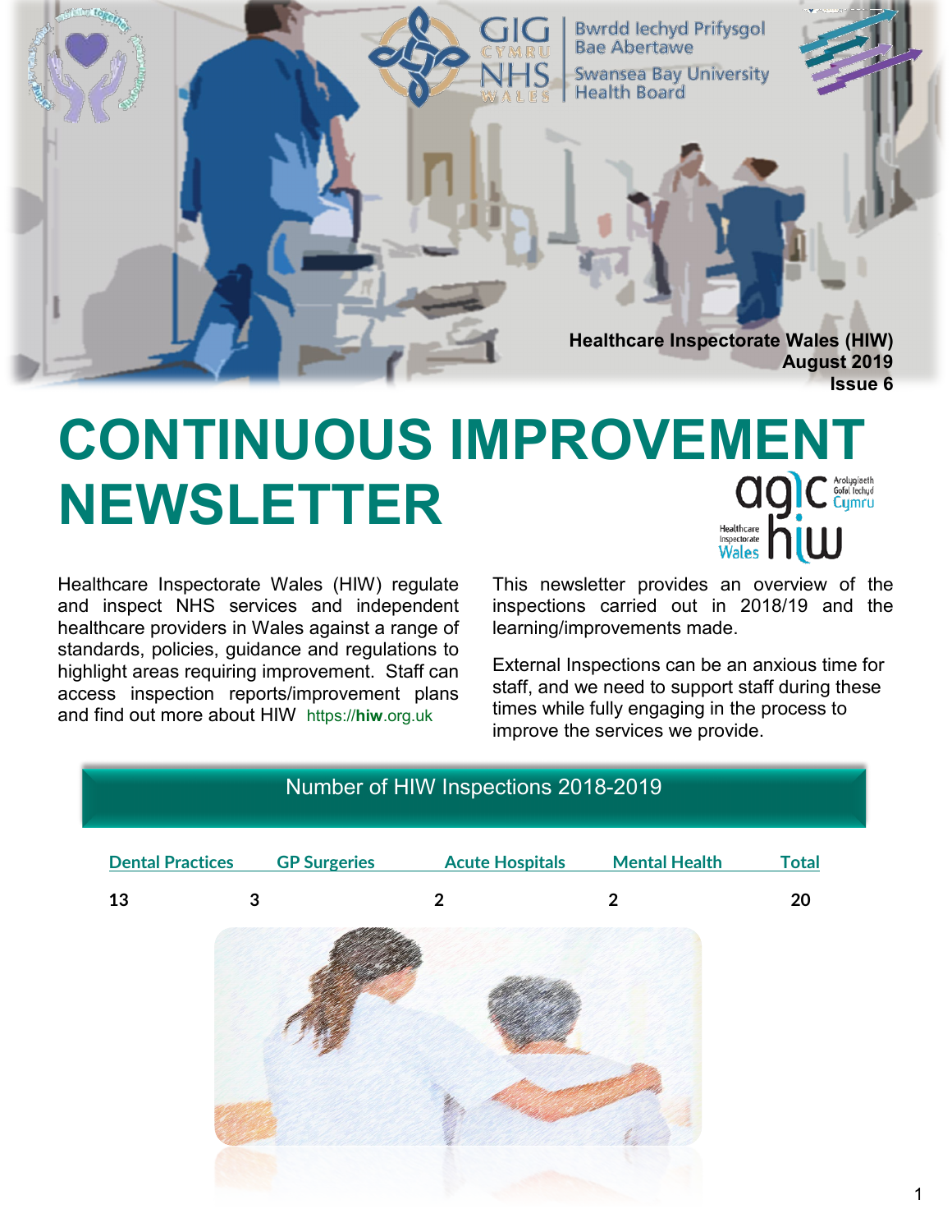Healthcare Inspectorate Wales (HIW)
August 2019
Issue 6

# CONTINUOUS IMPROVEMENT NEWSLETTER

Healthcare Inspectorate Wales (HIW) regulate and inspect NHS services and independent healthcare providers in Wales against a range of standards, policies, guidance and regulations to highlight areas requiring improvement. Staff can access inspection reports/improvement plans and find out more about HIW https://hiw.org.uk

This newsletter provides an overview of the inspections carried out in 2018/19 and the learning/improvements made.

External Inspections can be an anxious time for staff, and we need to support staff during these times while fully engaging in the process to improve the services we provide.

## Number of HIW Inspections 2018-2019

| Dental Practices | GP Surgeries | Acute Hospitals | Mental Health | Total |
|---|---|---|---|---|
| 13 | 3 | 2 | 2 | 20 |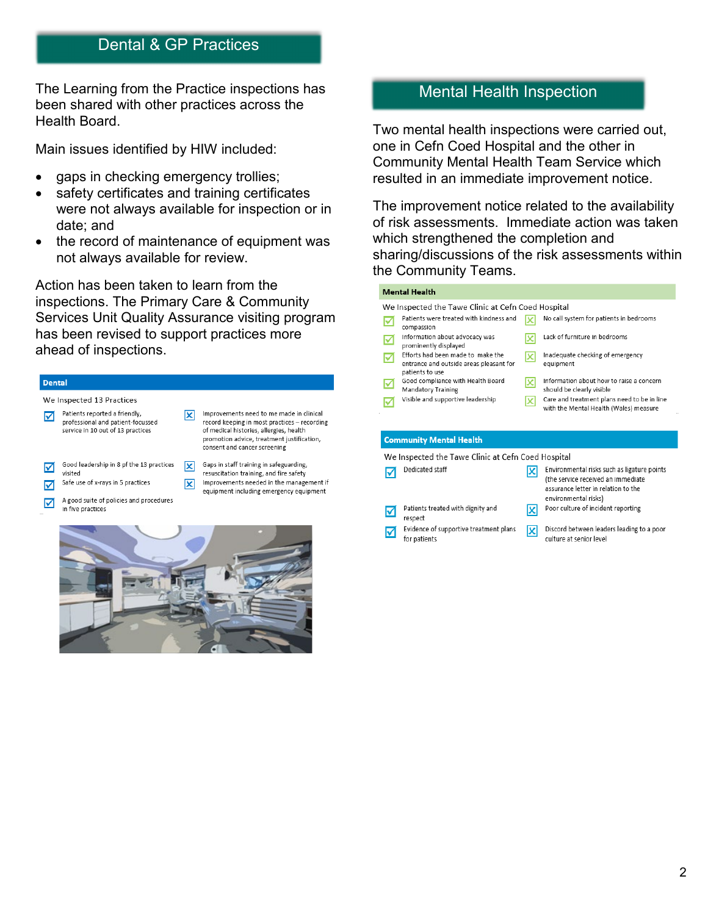## Dental & GP Practices

The Learning from the Practice inspections has been shared with other practices across the Health Board.

Main issues identified by HIW included:

- gaps in checking emergency trollies;
- safety certificates and training certificates were not always available for inspection or in date; and
- the record of maintenance of equipment was not always available for review.

Action has been taken to learn from the inspections. The Primary Care & Community Services Unit Quality Assurance visiting program has been revised to support practices more ahead of inspections.

**Dental**

We Inspected 13 Practices

| ☑ | ☒ |
|---|---|
| Patients reported a friendly, professional and patient-focussed service in 10 out of 13 practices | Improvements need to me made in clinical record keeping in most practices – recording of medical histories, allergies, health promotion advice, treatment justification, consent and cancer screening |
| Good leadership in 8 pf the 13 practices visited | Gaps in staff training in safeguarding, resuscitation training, and fire safety |
| Safe use of x-rays in 5 practices | Improvements needed in the management if equipment including emergency equipment |
| A good suite of policies and procedures in five practices | |

## Mental Health Inspection

Two mental health inspections were carried out, one in Cefn Coed Hospital and the other in Community Mental Health Team Service which resulted in an immediate improvement notice.

The improvement notice related to the availability of risk assessments. Immediate action was taken which strengthened the completion and sharing/discussions of the risk assessments within the Community Teams.

**Mental Health**

We Inspected the Tawe Clinic at Cefn Coed Hospital

| ☑ | ☒ |
|---|---|
| Patients were treated with kindness and compassion | No call system for patients in bedrooms |
| Information about advocacy was prominently displayed | Lack of furniture in bedrooms |
| Efforts had been made to make the entrance and outside areas pleasant for patients to use | Inadequate checking of emergency equipment |
| Good compliance with Health Board Mandatory Training | Information about how to raise a concern should be clearly visible |
| Visible and supportive leadership | Care and treatment plans need to be in line with the Mental Health (Wales) measure |

**Community Mental Health**

We Inspected the Tawe Clinic at Cefn Coed Hospital

| ☑ | ☒ |
|---|---|
| Dedicated staff | Environmental risks such as ligature points (the service received an immediate assurance letter in relation to the environmental risks) |
| Patients treated with dignity and respect | Poor culture of incident reporting |
| Evidence of supportive treatment plans for patients | Discord between leaders leading to a poor culture at senior level |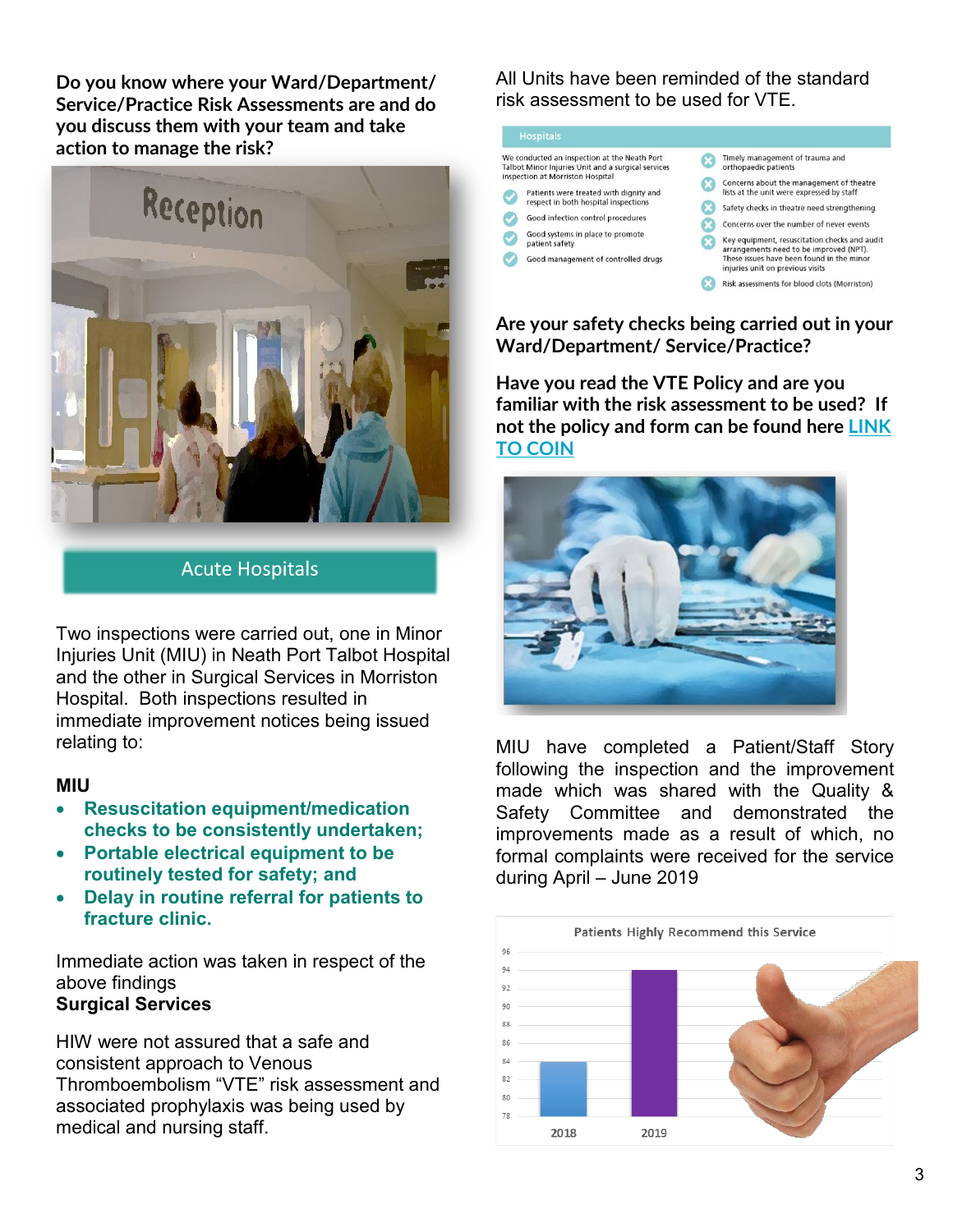**Do you know where your Ward/Department/ Service/Practice Risk Assessments are and do you discuss them with your team and take action to manage the risk?**

## Acute Hospitals

Two inspections were carried out, one in Minor Injuries Unit (MIU) in Neath Port Talbot Hospital and the other in Surgical Services in Morriston Hospital. Both inspections resulted in immediate improvement notices being issued relating to:

**MIU**

- **Resuscitation equipment/medication checks to be consistently undertaken;**
- **Portable electrical equipment to be routinely tested for safety; and**
- **Delay in routine referral for patients to fracture clinic.**

Immediate action was taken in respect of the above findings

**Surgical Services**

HIW were not assured that a safe and consistent approach to Venous Thromboembolism "VTE" risk assessment and associated prophylaxis was being used by medical and nursing staff.

All Units have been reminded of the standard risk assessment to be used for VTE.

**Hospitals**

We conducted an inspection at the Neath Port Talbot Minor Injuries Unit and a surgical services inspection at Morriston Hospital

- ✓ Patients were treated with dignity and respect in both hospital inspections
- ✓ Good infection control procedures
- ✓ Good systems in place to promote patient safety
- ✓ Good management of controlled drugs
- ✗ Timely management of trauma and orthopaedic patients
- ✗ Concerns about the management of theatre lists at the unit were expressed by staff
- ✗ Safety checks in theatre need strengthening
- ✗ Concerns over the number of never events
- ✗ Key equipment, resuscitation checks and audit arrangements need to be improved (NPT). These issues have been found in the minor injuries unit on previous visits
- ✗ Risk assessments for blood clots (Morriston)

**Are your safety checks being carried out in your Ward/Department/ Service/Practice?**

**Have you read the VTE Policy and are you familiar with the risk assessment to be used? If not the policy and form can be found here LINK TO COIN**

MIU have completed a Patient/Staff Story following the inspection and the improvement made which was shared with the Quality & Safety Committee and demonstrated the improvements made as a result of which, no formal complaints were received for the service during April – June 2019

**Patients Highly Recommend this Service**

| Year | Value (approx.) |
|---|---|
| 2018 | 84 |
| 2019 | 94 |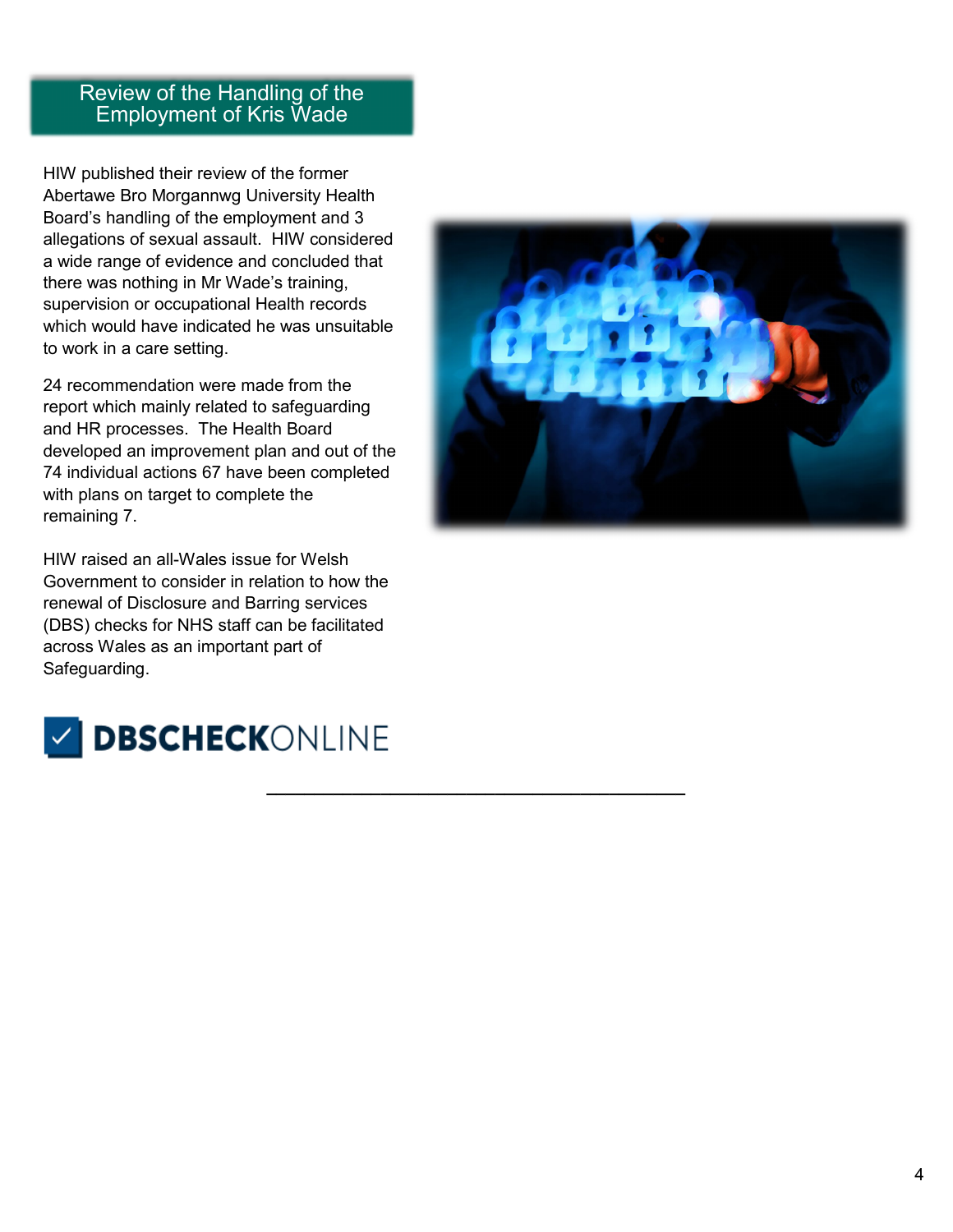## Review of the Handling of the Employment of Kris Wade

HIW published their review of the former Abertawe Bro Morgannwg University Health Board's handling of the employment and 3 allegations of sexual assault. HIW considered a wide range of evidence and concluded that there was nothing in Mr Wade's training, supervision or occupational Health records which would have indicated he was unsuitable to work in a care setting.

24 recommendation were made from the report which mainly related to safeguarding and HR processes. The Health Board developed an improvement plan and out of the 74 individual actions 67 have been completed with plans on target to complete the remaining 7.

HIW raised an all-Wales issue for Welsh Government to consider in relation to how the renewal of Disclosure and Barring services (DBS) checks for NHS staff can be facilitated across Wales as an important part of Safeguarding.

DBSCHECKONLINE

---